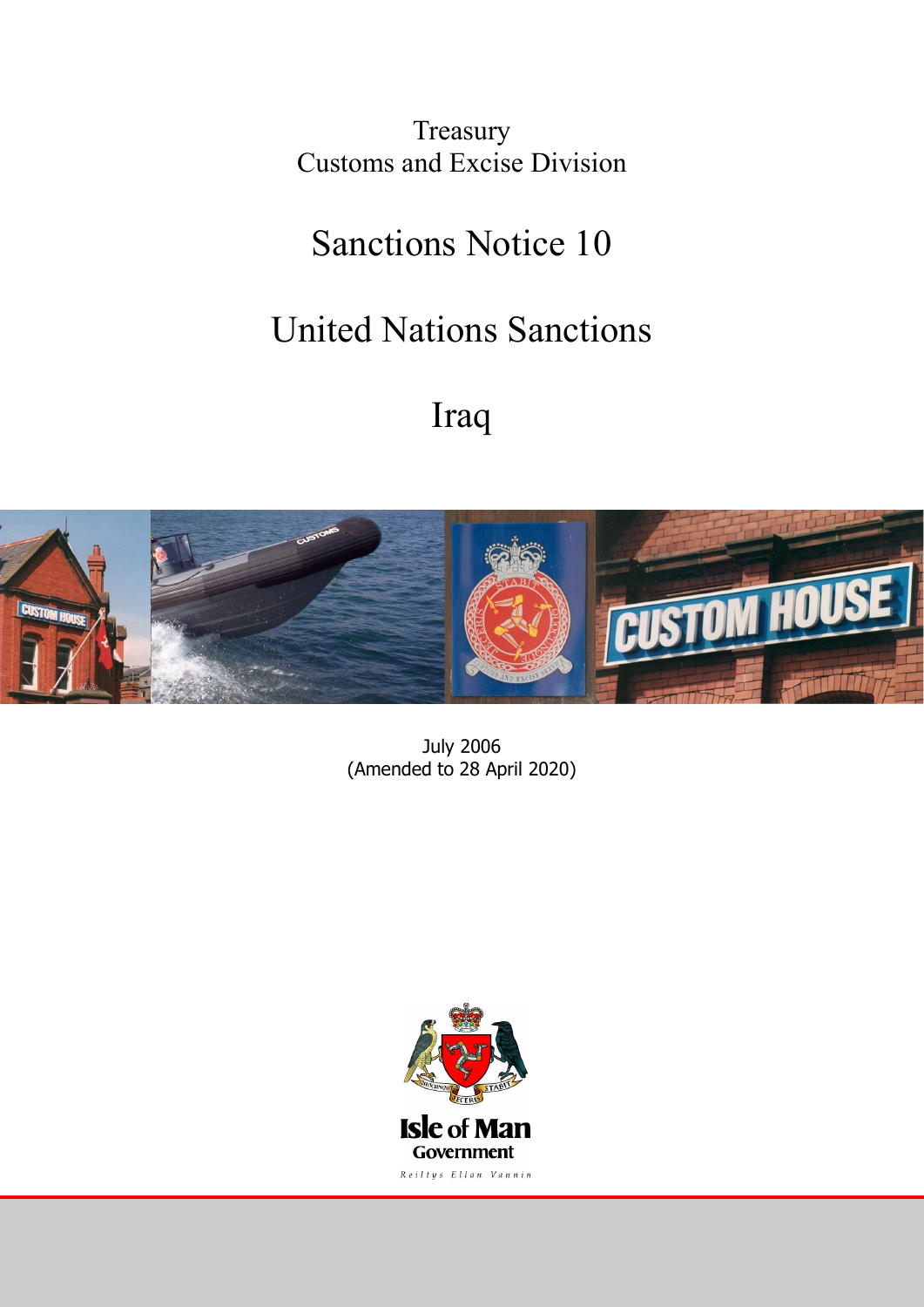Treasury
Customs and Excise Division

# Sanctions Notice 10

# United Nations Sanctions

# Iraq

July 2006
(Amended to 28 April 2020)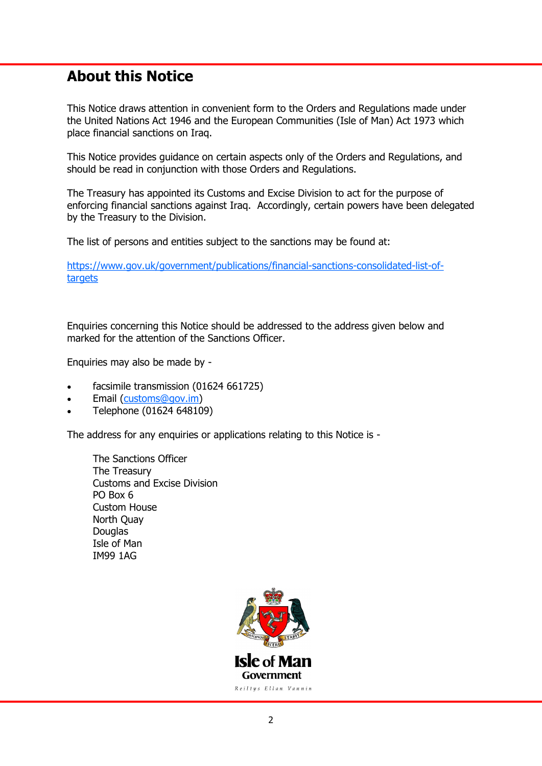# About this Notice

This Notice draws attention in convenient form to the Orders and Regulations made under the United Nations Act 1946 and the European Communities (Isle of Man) Act 1973 which place financial sanctions on Iraq.

This Notice provides guidance on certain aspects only of the Orders and Regulations, and should be read in conjunction with those Orders and Regulations.

The Treasury has appointed its Customs and Excise Division to act for the purpose of enforcing financial sanctions against Iraq. Accordingly, certain powers have been delegated by the Treasury to the Division.

The list of persons and entities subject to the sanctions may be found at:

https://www.gov.uk/government/publications/financial-sanctions-consolidated-list-of-targets

Enquiries concerning this Notice should be addressed to the address given below and marked for the attention of the Sanctions Officer.

Enquiries may also be made by -

- facsimile transmission (01624 661725)
- Email (customs@gov.im)
- Telephone (01624 648109)

The address for any enquiries or applications relating to this Notice is -

The Sanctions Officer
The Treasury
Customs and Excise Division
PO Box 6
Custom House
North Quay
Douglas
Isle of Man
IM99 1AG

Isle of Man Government
Reiltys Ellan Vannin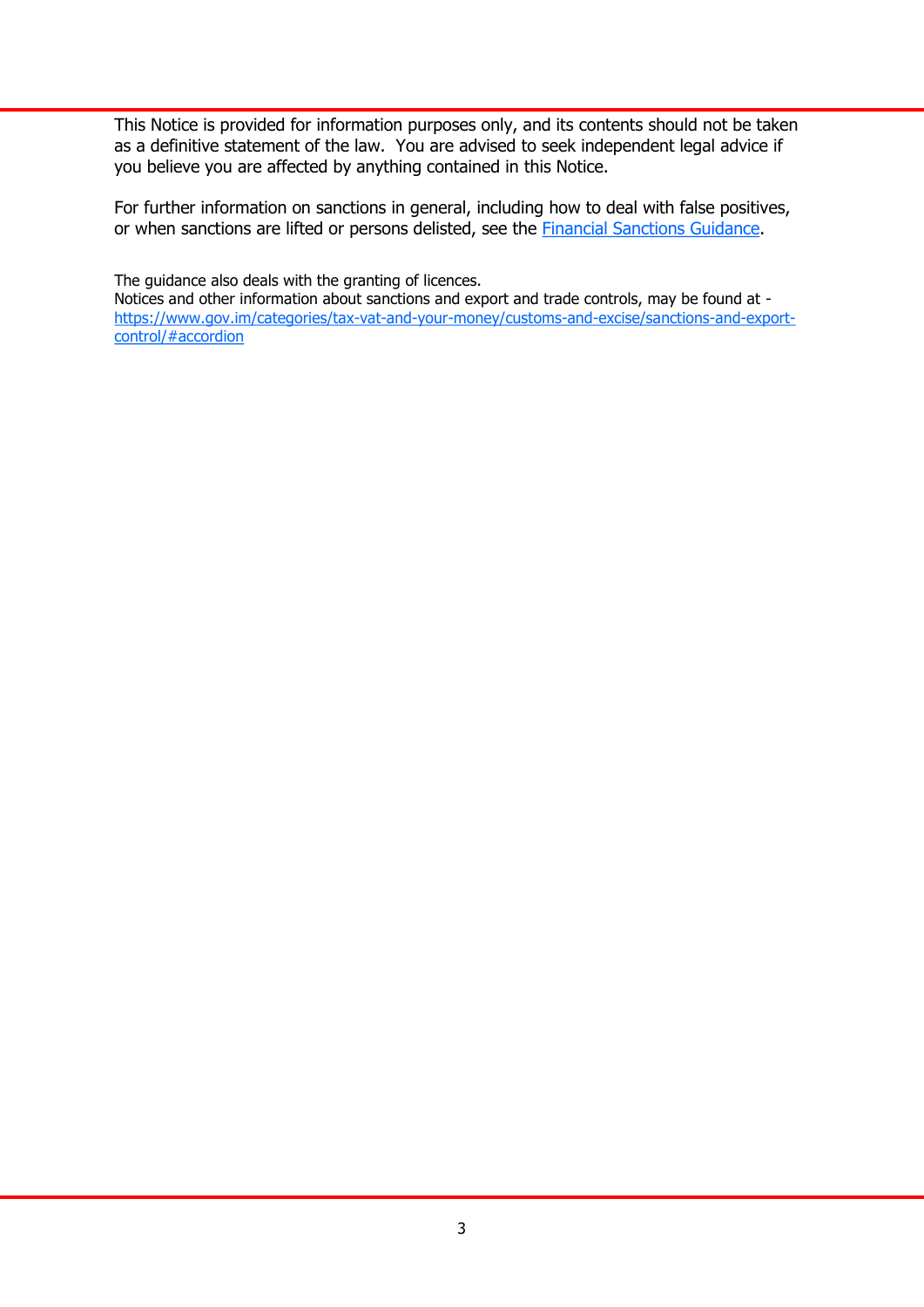This Notice is provided for information purposes only, and its contents should not be taken as a definitive statement of the law. You are advised to seek independent legal advice if you believe you are affected by anything contained in this Notice.

For further information on sanctions in general, including how to deal with false positives, or when sanctions are lifted or persons delisted, see the [Financial Sanctions Guidance](#).

The guidance also deals with the granting of licences.
Notices and other information about sanctions and export and trade controls, may be found at - [https://www.gov.im/categories/tax-vat-and-your-money/customs-and-excise/sanctions-and-export-control/#accordion](https://www.gov.im/categories/tax-vat-and-your-money/customs-and-excise/sanctions-and-export-control/#accordion)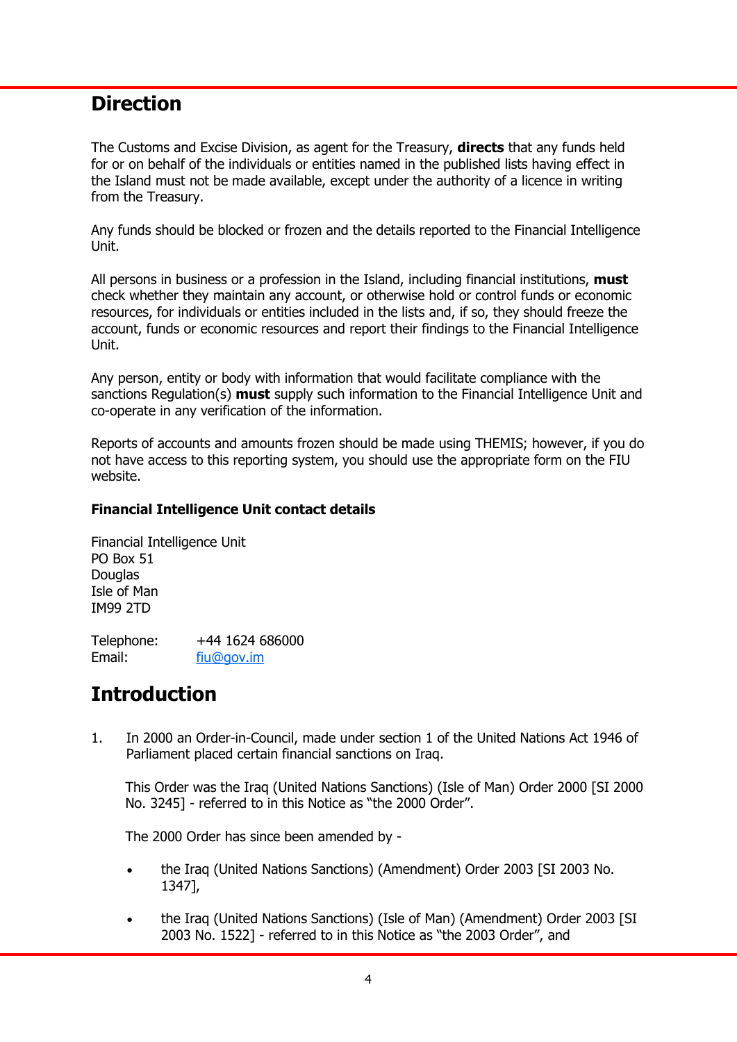# Direction

The Customs and Excise Division, as agent for the Treasury, **directs** that any funds held for or on behalf of the individuals or entities named in the published lists having effect in the Island must not be made available, except under the authority of a licence in writing from the Treasury.

Any funds should be blocked or frozen and the details reported to the Financial Intelligence Unit.

All persons in business or a profession in the Island, including financial institutions, **must** check whether they maintain any account, or otherwise hold or control funds or economic resources, for individuals or entities included in the lists and, if so, they should freeze the account, funds or economic resources and report their findings to the Financial Intelligence Unit.

Any person, entity or body with information that would facilitate compliance with the sanctions Regulation(s) **must** supply such information to the Financial Intelligence Unit and co-operate in any verification of the information.

Reports of accounts and amounts frozen should be made using THEMIS; however, if you do not have access to this reporting system, you should use the appropriate form on the FIU website.

**Financial Intelligence Unit contact details**

Financial Intelligence Unit
PO Box 51
Douglas
Isle of Man
IM99 2TD

Telephone: +44 1624 686000
Email: fiu@gov.im

# Introduction

1. In 2000 an Order-in-Council, made under section 1 of the United Nations Act 1946 of Parliament placed certain financial sanctions on Iraq.

   This Order was the Iraq (United Nations Sanctions) (Isle of Man) Order 2000 [SI 2000 No. 3245] - referred to in this Notice as "the 2000 Order".

   The 2000 Order has since been amended by -

   - the Iraq (United Nations Sanctions) (Amendment) Order 2003 [SI 2003 No. 1347],
   - the Iraq (United Nations Sanctions) (Isle of Man) (Amendment) Order 2003 [SI 2003 No. 1522] - referred to in this Notice as "the 2003 Order", and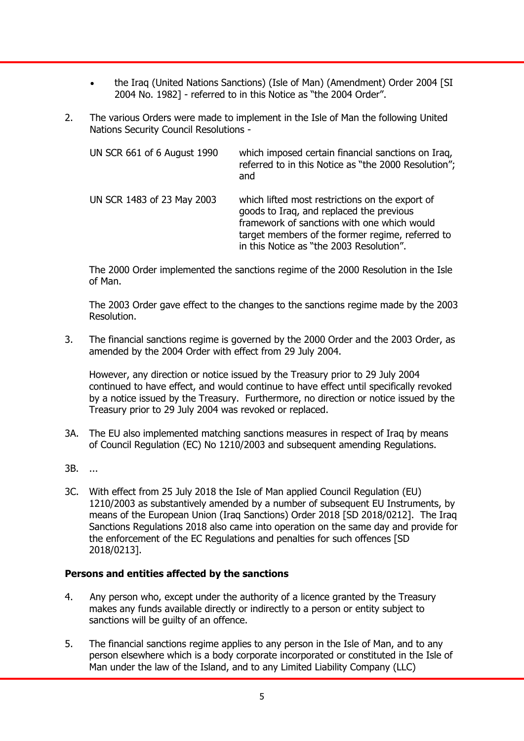- the Iraq (United Nations Sanctions) (Isle of Man) (Amendment) Order 2004 [SI 2004 No. 1982] - referred to in this Notice as "the 2004 Order".

2. The various Orders were made to implement in the Isle of Man the following United Nations Security Council Resolutions -

| | |
|---|---|
| UN SCR 661 of 6 August 1990 | which imposed certain financial sanctions on Iraq, referred to in this Notice as "the 2000 Resolution"; and |
| UN SCR 1483 of 23 May 2003 | which lifted most restrictions on the export of goods to Iraq, and replaced the previous framework of sanctions with one which would target members of the former regime, referred to in this Notice as "the 2003 Resolution". |

The 2000 Order implemented the sanctions regime of the 2000 Resolution in the Isle of Man.

The 2003 Order gave effect to the changes to the sanctions regime made by the 2003 Resolution.

3. The financial sanctions regime is governed by the 2000 Order and the 2003 Order, as amended by the 2004 Order with effect from 29 July 2004.

However, any direction or notice issued by the Treasury prior to 29 July 2004 continued to have effect, and would continue to have effect until specifically revoked by a notice issued by the Treasury. Furthermore, no direction or notice issued by the Treasury prior to 29 July 2004 was revoked or replaced.

3A. The EU also implemented matching sanctions measures in respect of Iraq by means of Council Regulation (EC) No 1210/2003 and subsequent amending Regulations.

3B. ...

3C. With effect from 25 July 2018 the Isle of Man applied Council Regulation (EU) 1210/2003 as substantively amended by a number of subsequent EU Instruments, by means of the European Union (Iraq Sanctions) Order 2018 [SD 2018/0212]. The Iraq Sanctions Regulations 2018 also came into operation on the same day and provide for the enforcement of the EC Regulations and penalties for such offences [SD 2018/0213].

### Persons and entities affected by the sanctions

4. Any person who, except under the authority of a licence granted by the Treasury makes any funds available directly or indirectly to a person or entity subject to sanctions will be guilty of an offence.

5. The financial sanctions regime applies to any person in the Isle of Man, and to any person elsewhere which is a body corporate incorporated or constituted in the Isle of Man under the law of the Island, and to any Limited Liability Company (LLC)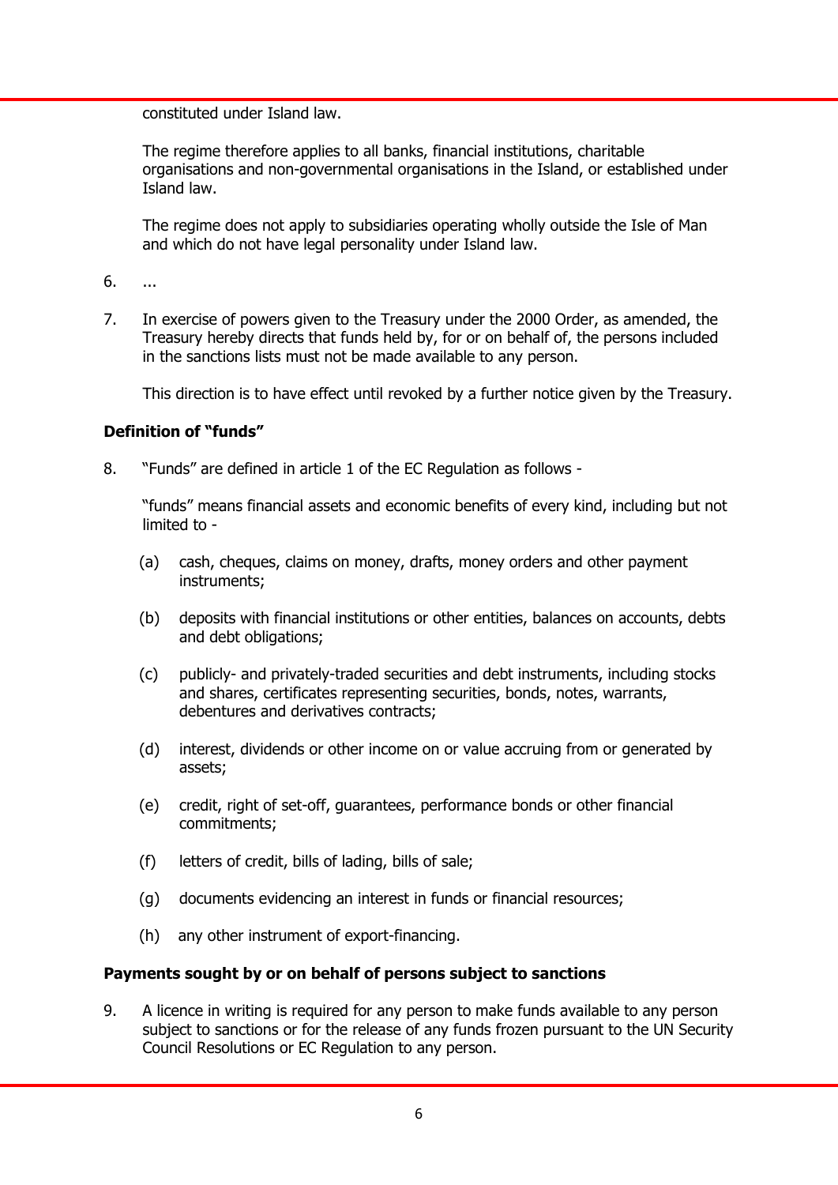constituted under Island law.

The regime therefore applies to all banks, financial institutions, charitable organisations and non-governmental organisations in the Island, or established under Island law.

The regime does not apply to subsidiaries operating wholly outside the Isle of Man and which do not have legal personality under Island law.

6. ...

7. In exercise of powers given to the Treasury under the 2000 Order, as amended, the Treasury hereby directs that funds held by, for or on behalf of, the persons included in the sanctions lists must not be made available to any person.

   This direction is to have effect until revoked by a further notice given by the Treasury.

**Definition of "funds"**

8. "Funds" are defined in article 1 of the EC Regulation as follows -

   "funds" means financial assets and economic benefits of every kind, including but not limited to -

   (a) cash, cheques, claims on money, drafts, money orders and other payment instruments;

   (b) deposits with financial institutions or other entities, balances on accounts, debts and debt obligations;

   (c) publicly- and privately-traded securities and debt instruments, including stocks and shares, certificates representing securities, bonds, notes, warrants, debentures and derivatives contracts;

   (d) interest, dividends or other income on or value accruing from or generated by assets;

   (e) credit, right of set-off, guarantees, performance bonds or other financial commitments;

   (f) letters of credit, bills of lading, bills of sale;

   (g) documents evidencing an interest in funds or financial resources;

   (h) any other instrument of export-financing.

**Payments sought by or on behalf of persons subject to sanctions**

9. A licence in writing is required for any person to make funds available to any person subject to sanctions or for the release of any funds frozen pursuant to the UN Security Council Resolutions or EC Regulation to any person.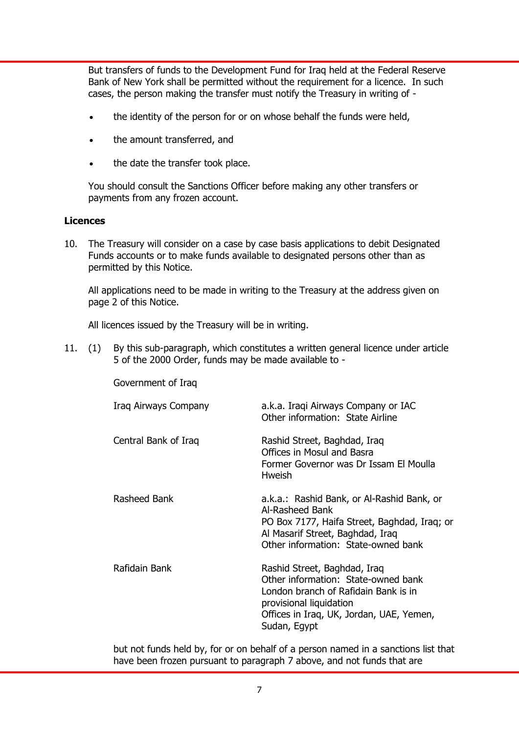But transfers of funds to the Development Fund for Iraq held at the Federal Reserve Bank of New York shall be permitted without the requirement for a licence. In such cases, the person making the transfer must notify the Treasury in writing of -

- the identity of the person for or on whose behalf the funds were held,
- the amount transferred, and
- the date the transfer took place.

You should consult the Sanctions Officer before making any other transfers or payments from any frozen account.

**Licences**

10. The Treasury will consider on a case by case basis applications to debit Designated Funds accounts or to make funds available to designated persons other than as permitted by this Notice.

    All applications need to be made in writing to the Treasury at the address given on page 2 of this Notice.

    All licences issued by the Treasury will be in writing.

11. (1) By this sub-paragraph, which constitutes a written general licence under article 5 of the 2000 Order, funds may be made available to -

    Government of Iraq

| | |
|---|---|
| Iraq Airways Company | a.k.a. Iraqi Airways Company or IAC<br>Other information: State Airline |
| Central Bank of Iraq | Rashid Street, Baghdad, Iraq<br>Offices in Mosul and Basra<br>Former Governor was Dr Issam El Moulla Hweish |
| Rasheed Bank | a.k.a.: Rashid Bank, or Al-Rashid Bank, or Al-Rasheed Bank<br>PO Box 7177, Haifa Street, Baghdad, Iraq; or Al Masarif Street, Baghdad, Iraq<br>Other information: State-owned bank |
| Rafidain Bank | Rashid Street, Baghdad, Iraq<br>Other information: State-owned bank<br>London branch of Rafidain Bank is in provisional liquidation<br>Offices in Iraq, UK, Jordan, UAE, Yemen, Sudan, Egypt |

but not funds held by, for or on behalf of a person named in a sanctions list that have been frozen pursuant to paragraph 7 above, and not funds that are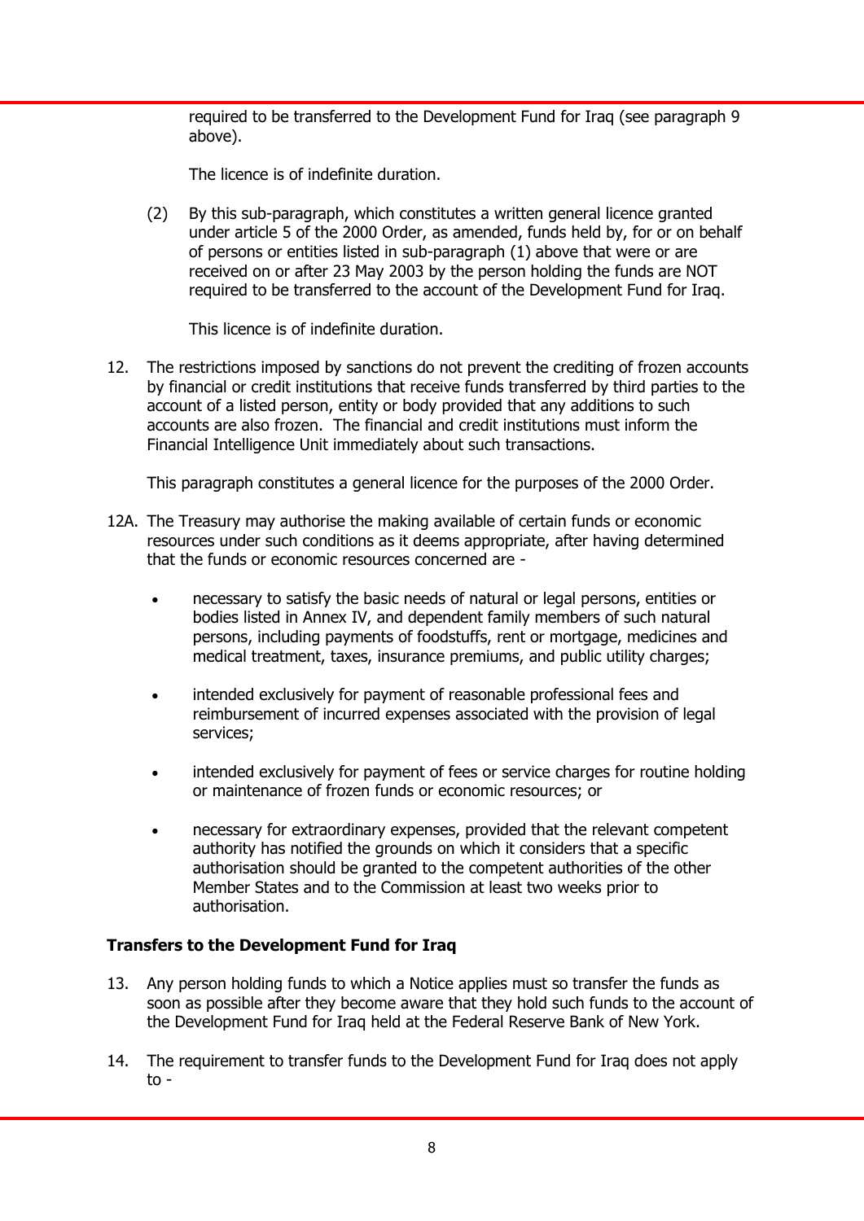required to be transferred to the Development Fund for Iraq (see paragraph 9 above).

The licence is of indefinite duration.

(2) By this sub-paragraph, which constitutes a written general licence granted under article 5 of the 2000 Order, as amended, funds held by, for or on behalf of persons or entities listed in sub-paragraph (1) above that were or are received on or after 23 May 2003 by the person holding the funds are NOT required to be transferred to the account of the Development Fund for Iraq.

This licence is of indefinite duration.

12. The restrictions imposed by sanctions do not prevent the crediting of frozen accounts by financial or credit institutions that receive funds transferred by third parties to the account of a listed person, entity or body provided that any additions to such accounts are also frozen. The financial and credit institutions must inform the Financial Intelligence Unit immediately about such transactions.

This paragraph constitutes a general licence for the purposes of the 2000 Order.

12A. The Treasury may authorise the making available of certain funds or economic resources under such conditions as it deems appropriate, after having determined that the funds or economic resources concerned are -

- necessary to satisfy the basic needs of natural or legal persons, entities or bodies listed in Annex IV, and dependent family members of such natural persons, including payments of foodstuffs, rent or mortgage, medicines and medical treatment, taxes, insurance premiums, and public utility charges;
- intended exclusively for payment of reasonable professional fees and reimbursement of incurred expenses associated with the provision of legal services;
- intended exclusively for payment of fees or service charges for routine holding or maintenance of frozen funds or economic resources; or
- necessary for extraordinary expenses, provided that the relevant competent authority has notified the grounds on which it considers that a specific authorisation should be granted to the competent authorities of the other Member States and to the Commission at least two weeks prior to authorisation.

**Transfers to the Development Fund for Iraq**

13. Any person holding funds to which a Notice applies must so transfer the funds as soon as possible after they become aware that they hold such funds to the account of the Development Fund for Iraq held at the Federal Reserve Bank of New York.

14. The requirement to transfer funds to the Development Fund for Iraq does not apply to -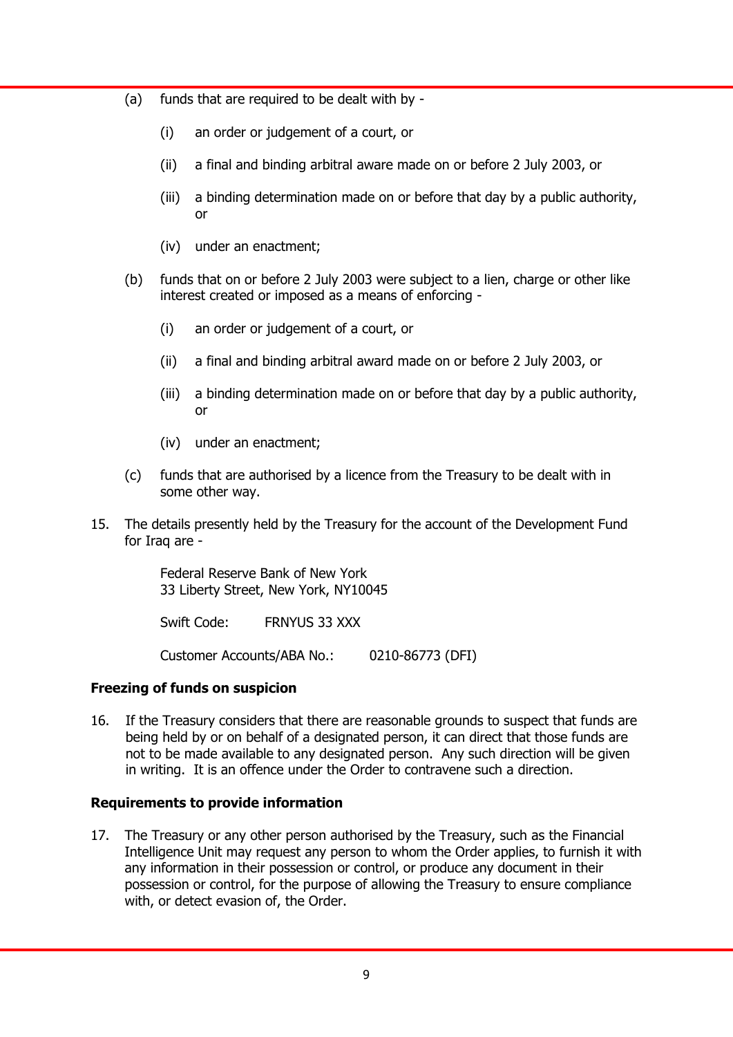(a) funds that are required to be dealt with by -

   (i) an order or judgement of a court, or

   (ii) a final and binding arbitral aware made on or before 2 July 2003, or

   (iii) a binding determination made on or before that day by a public authority, or

   (iv) under an enactment;

(b) funds that on or before 2 July 2003 were subject to a lien, charge or other like interest created or imposed as a means of enforcing -

   (i) an order or judgement of a court, or

   (ii) a final and binding arbitral award made on or before 2 July 2003, or

   (iii) a binding determination made on or before that day by a public authority, or

   (iv) under an enactment;

(c) funds that are authorised by a licence from the Treasury to be dealt with in some other way.

15. The details presently held by the Treasury for the account of the Development Fund for Iraq are -

    Federal Reserve Bank of New York
    33 Liberty Street, New York, NY10045

    Swift Code: FRNYUS 33 XXX

    Customer Accounts/ABA No.: 0210-86773 (DFI)

**Freezing of funds on suspicion**

16. If the Treasury considers that there are reasonable grounds to suspect that funds are being held by or on behalf of a designated person, it can direct that those funds are not to be made available to any designated person. Any such direction will be given in writing. It is an offence under the Order to contravene such a direction.

**Requirements to provide information**

17. The Treasury or any other person authorised by the Treasury, such as the Financial Intelligence Unit may request any person to whom the Order applies, to furnish it with any information in their possession or control, or produce any document in their possession or control, for the purpose of allowing the Treasury to ensure compliance with, or detect evasion of, the Order.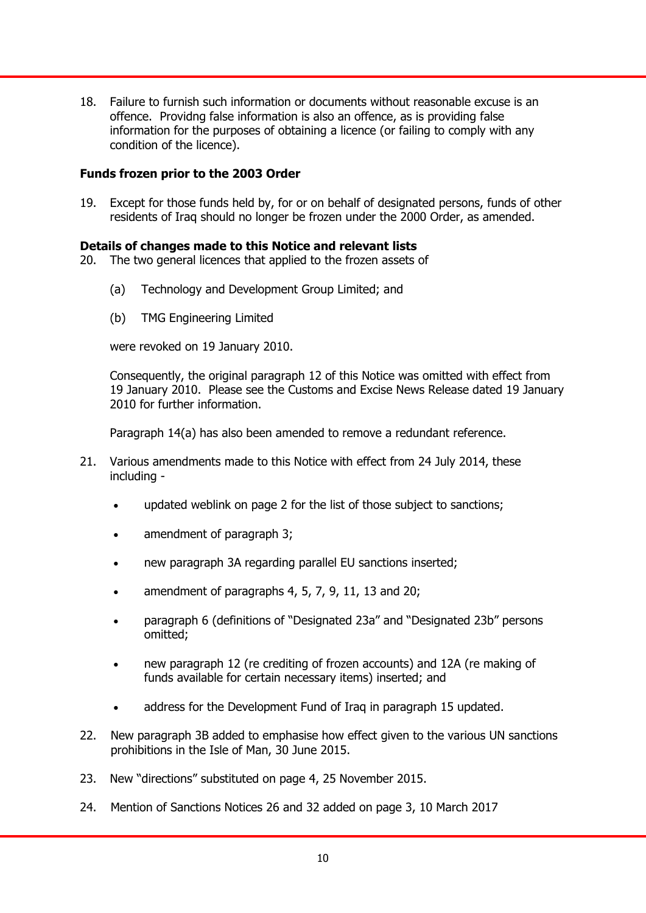18. Failure to furnish such information or documents without reasonable excuse is an offence. Providng false information is also an offence, as is providing false information for the purposes of obtaining a licence (or failing to comply with any condition of the licence).

**Funds frozen prior to the 2003 Order**

19. Except for those funds held by, for or on behalf of designated persons, funds of other residents of Iraq should no longer be frozen under the 2000 Order, as amended.

**Details of changes made to this Notice and relevant lists**

20. The two general licences that applied to the frozen assets of

    (a) Technology and Development Group Limited; and

    (b) TMG Engineering Limited

    were revoked on 19 January 2010.

    Consequently, the original paragraph 12 of this Notice was omitted with effect from 19 January 2010. Please see the Customs and Excise News Release dated 19 January 2010 for further information.

    Paragraph 14(a) has also been amended to remove a redundant reference.

21. Various amendments made to this Notice with effect from 24 July 2014, these including -

    - updated weblink on page 2 for the list of those subject to sanctions;
    - amendment of paragraph 3;
    - new paragraph 3A regarding parallel EU sanctions inserted;
    - amendment of paragraphs 4, 5, 7, 9, 11, 13 and 20;
    - paragraph 6 (definitions of "Designated 23a" and "Designated 23b" persons omitted;
    - new paragraph 12 (re crediting of frozen accounts) and 12A (re making of funds available for certain necessary items) inserted; and
    - address for the Development Fund of Iraq in paragraph 15 updated.

22. New paragraph 3B added to emphasise how effect given to the various UN sanctions prohibitions in the Isle of Man, 30 June 2015.

23. New "directions" substituted on page 4, 25 November 2015.

24. Mention of Sanctions Notices 26 and 32 added on page 3, 10 March 2017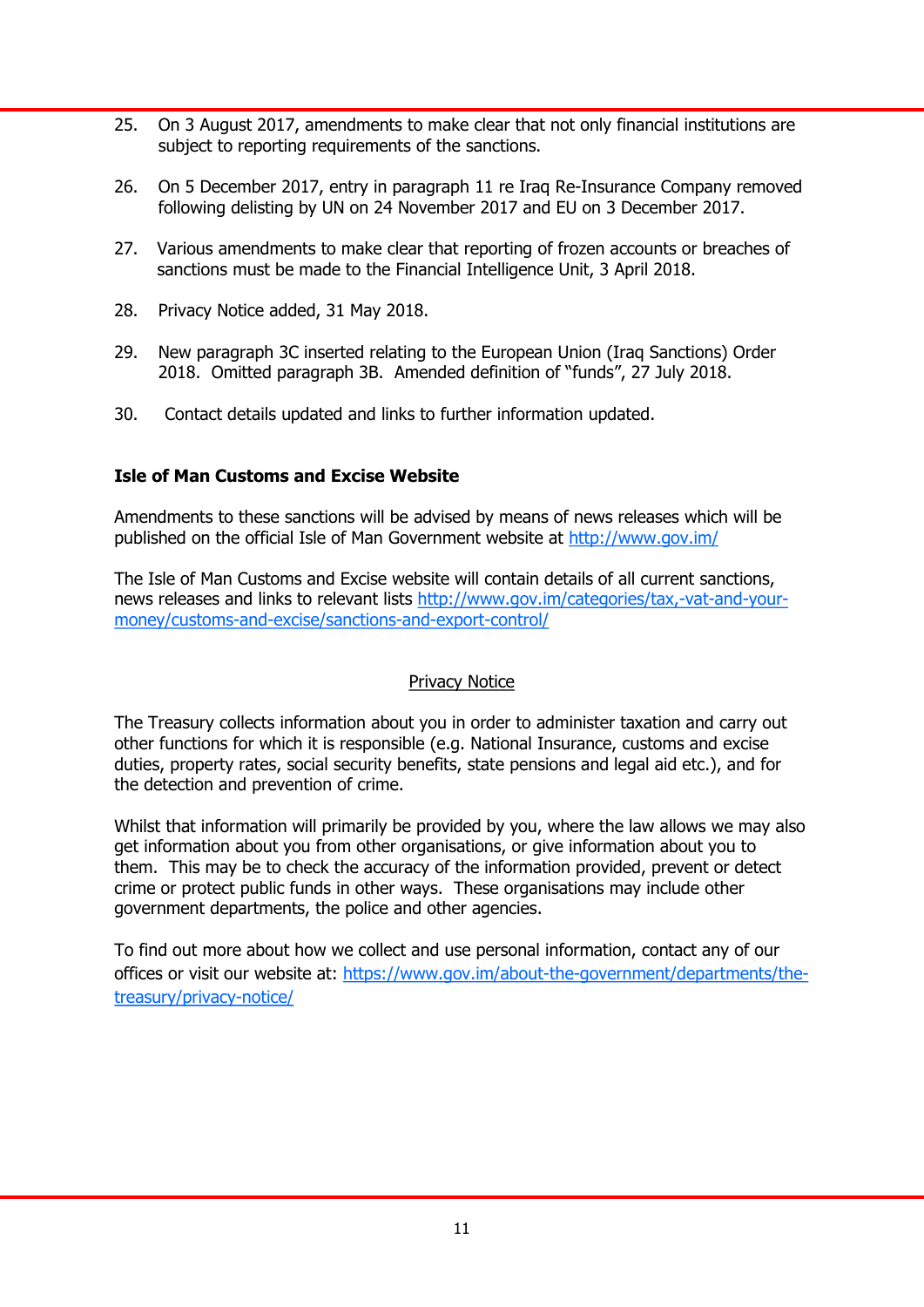25. On 3 August 2017, amendments to make clear that not only financial institutions are subject to reporting requirements of the sanctions.

26. On 5 December 2017, entry in paragraph 11 re Iraq Re-Insurance Company removed following delisting by UN on 24 November 2017 and EU on 3 December 2017.

27. Various amendments to make clear that reporting of frozen accounts or breaches of sanctions must be made to the Financial Intelligence Unit, 3 April 2018.

28. Privacy Notice added, 31 May 2018.

29. New paragraph 3C inserted relating to the European Union (Iraq Sanctions) Order 2018. Omitted paragraph 3B. Amended definition of "funds", 27 July 2018.

30. Contact details updated and links to further information updated.

**Isle of Man Customs and Excise Website**

Amendments to these sanctions will be advised by means of news releases which will be published on the official Isle of Man Government website at [http://www.gov.im/](http://www.gov.im/)

The Isle of Man Customs and Excise website will contain details of all current sanctions, news releases and links to relevant lists [http://www.gov.im/categories/tax,-vat-and-your-money/customs-and-excise/sanctions-and-export-control/](http://www.gov.im/categories/tax,-vat-and-your-money/customs-and-excise/sanctions-and-export-control/)

## Privacy Notice

The Treasury collects information about you in order to administer taxation and carry out other functions for which it is responsible (e.g. National Insurance, customs and excise duties, property rates, social security benefits, state pensions and legal aid etc.), and for the detection and prevention of crime.

Whilst that information will primarily be provided by you, where the law allows we may also get information about you from other organisations, or give information about you to them. This may be to check the accuracy of the information provided, prevent or detect crime or protect public funds in other ways. These organisations may include other government departments, the police and other agencies.

To find out more about how we collect and use personal information, contact any of our offices or visit our website at: [https://www.gov.im/about-the-government/departments/the-treasury/privacy-notice/](https://www.gov.im/about-the-government/departments/the-treasury/privacy-notice/)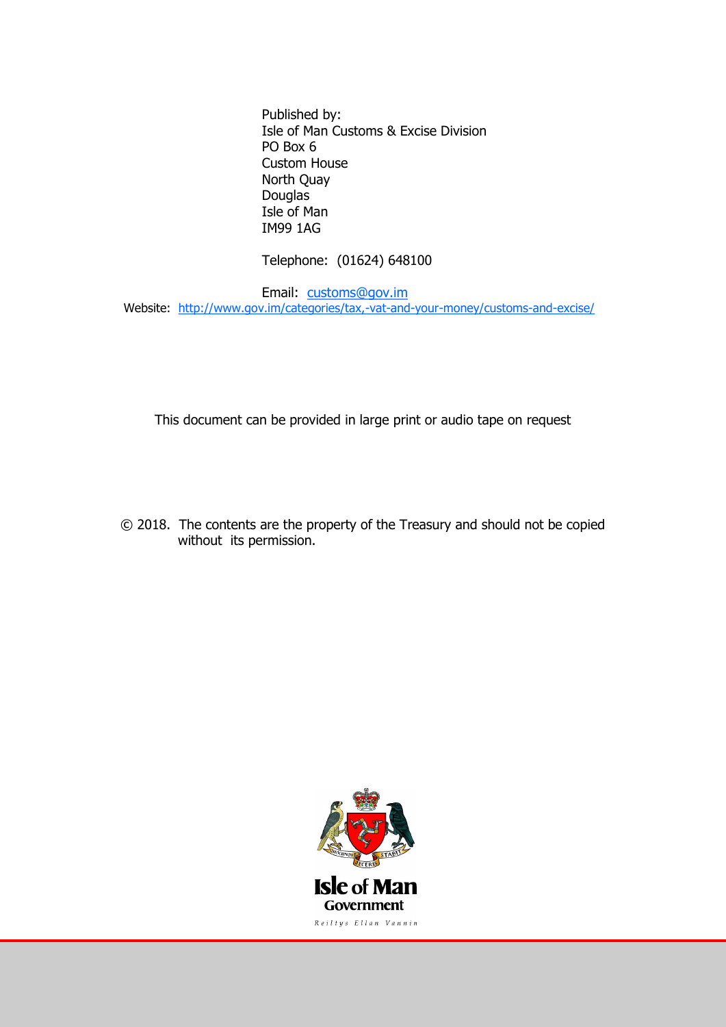Published by:
Isle of Man Customs & Excise Division
PO Box 6
Custom House
North Quay
Douglas
Isle of Man
IM99 1AG

Telephone: (01624) 648100

Email: [customs@gov.im](mailto:customs@gov.im)
Website: [http://www.gov.im/categories/tax,-vat-and-your-money/customs-and-excise/](http://www.gov.im/categories/tax,-vat-and-your-money/customs-and-excise/)

This document can be provided in large print or audio tape on request

© 2018. The contents are the property of the Treasury and should not be copied without its permission.

Isle of Man Government
Reiltys Ellan Vannin